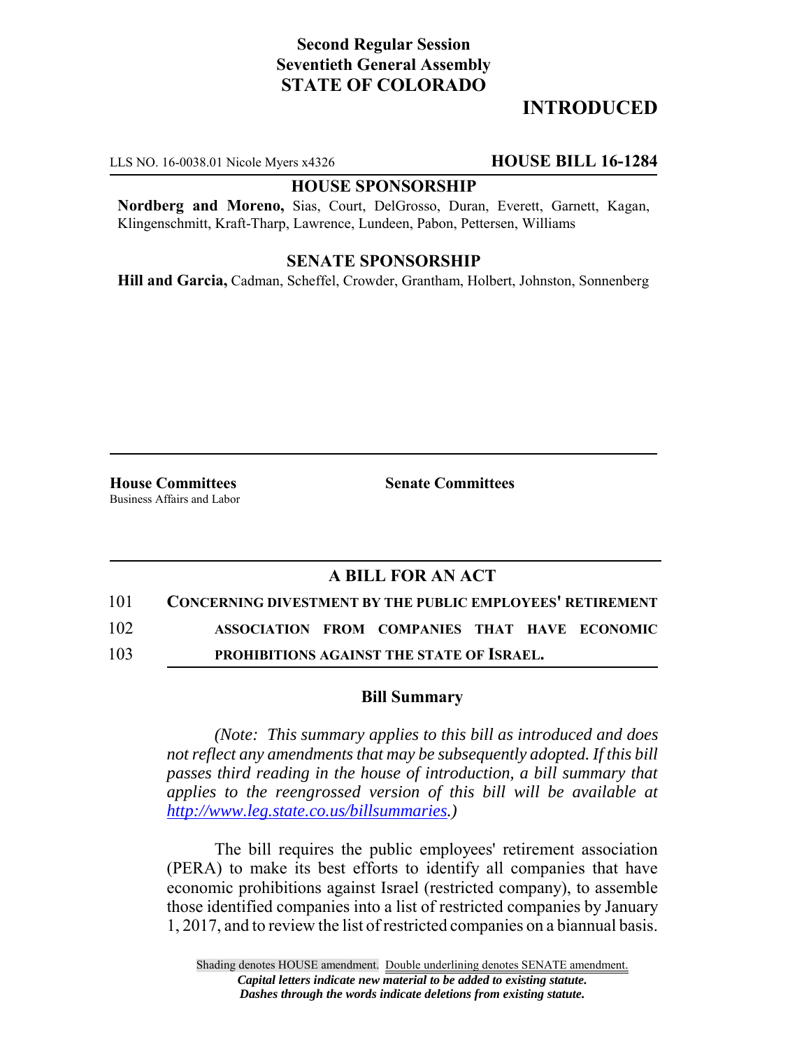**Second Regular Session**
**Seventieth General Assembly**
**STATE OF COLORADO**

# INTRODUCED

LLS NO. 16-0038.01 Nicole Myers x4326 **HOUSE BILL 16-1284**

**HOUSE SPONSORSHIP**

**Nordberg and Moreno,** Sias, Court, DelGrosso, Duran, Everett, Garnett, Kagan, Klingenschmitt, Kraft-Tharp, Lawrence, Lundeen, Pabon, Pettersen, Williams

**SENATE SPONSORSHIP**

**Hill and Garcia,** Cadman, Scheffel, Crowder, Grantham, Holbert, Johnston, Sonnenberg

**House Committees**
Business Affairs and Labor

**Senate Committees**

## A BILL FOR AN ACT

101 **CONCERNING DIVESTMENT BY THE PUBLIC EMPLOYEES' RETIREMENT**
102 **ASSOCIATION FROM COMPANIES THAT HAVE ECONOMIC**
103 **PROHIBITIONS AGAINST THE STATE OF ISRAEL.**

### Bill Summary

*(Note: This summary applies to this bill as introduced and does not reflect any amendments that may be subsequently adopted. If this bill passes third reading in the house of introduction, a bill summary that applies to the reengrossed version of this bill will be available at http://www.leg.state.co.us/billsummaries.)*

The bill requires the public employees' retirement association (PERA) to make its best efforts to identify all companies that have economic prohibitions against Israel (restricted company), to assemble those identified companies into a list of restricted companies by January 1, 2017, and to review the list of restricted companies on a biannual basis.

Shading denotes HOUSE amendment. Double underlining denotes SENATE amendment.
*Capital letters indicate new material to be added to existing statute.*
*Dashes through the words indicate deletions from existing statute.*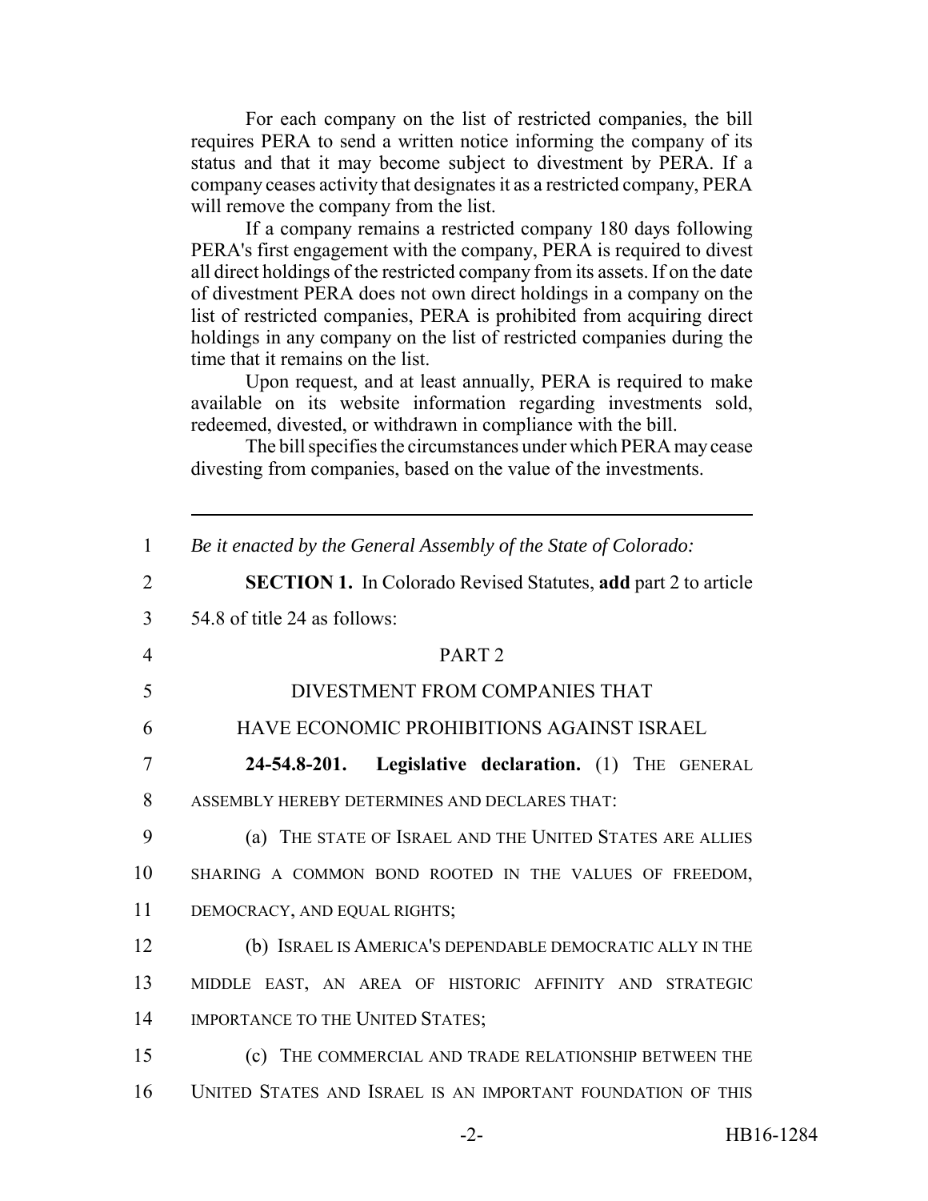For each company on the list of restricted companies, the bill requires PERA to send a written notice informing the company of its status and that it may become subject to divestment by PERA. If a company ceases activity that designates it as a restricted company, PERA will remove the company from the list.

If a company remains a restricted company 180 days following PERA's first engagement with the company, PERA is required to divest all direct holdings of the restricted company from its assets. If on the date of divestment PERA does not own direct holdings in a company on the list of restricted companies, PERA is prohibited from acquiring direct holdings in any company on the list of restricted companies during the time that it remains on the list.

Upon request, and at least annually, PERA is required to make available on its website information regarding investments sold, redeemed, divested, or withdrawn in compliance with the bill.

The bill specifies the circumstances under which PERA may cease divesting from companies, based on the value of the investments.

---

1 *Be it enacted by the General Assembly of the State of Colorado:*

2 **SECTION 1.** In Colorado Revised Statutes, **add** part 2 to article
3 54.8 of title 24 as follows:

4 PART 2

5 DIVESTMENT FROM COMPANIES THAT

6 HAVE ECONOMIC PROHIBITIONS AGAINST ISRAEL

7 **24-54.8-201. Legislative declaration.** (1) THE GENERAL
8 ASSEMBLY HEREBY DETERMINES AND DECLARES THAT:

9 (a) THE STATE OF ISRAEL AND THE UNITED STATES ARE ALLIES
10 SHARING A COMMON BOND ROOTED IN THE VALUES OF FREEDOM,
11 DEMOCRACY, AND EQUAL RIGHTS;

12 (b) ISRAEL IS AMERICA'S DEPENDABLE DEMOCRATIC ALLY IN THE
13 MIDDLE EAST, AN AREA OF HISTORIC AFFINITY AND STRATEGIC
14 IMPORTANCE TO THE UNITED STATES;

15 (c) THE COMMERCIAL AND TRADE RELATIONSHIP BETWEEN THE
16 UNITED STATES AND ISRAEL IS AN IMPORTANT FOUNDATION OF THIS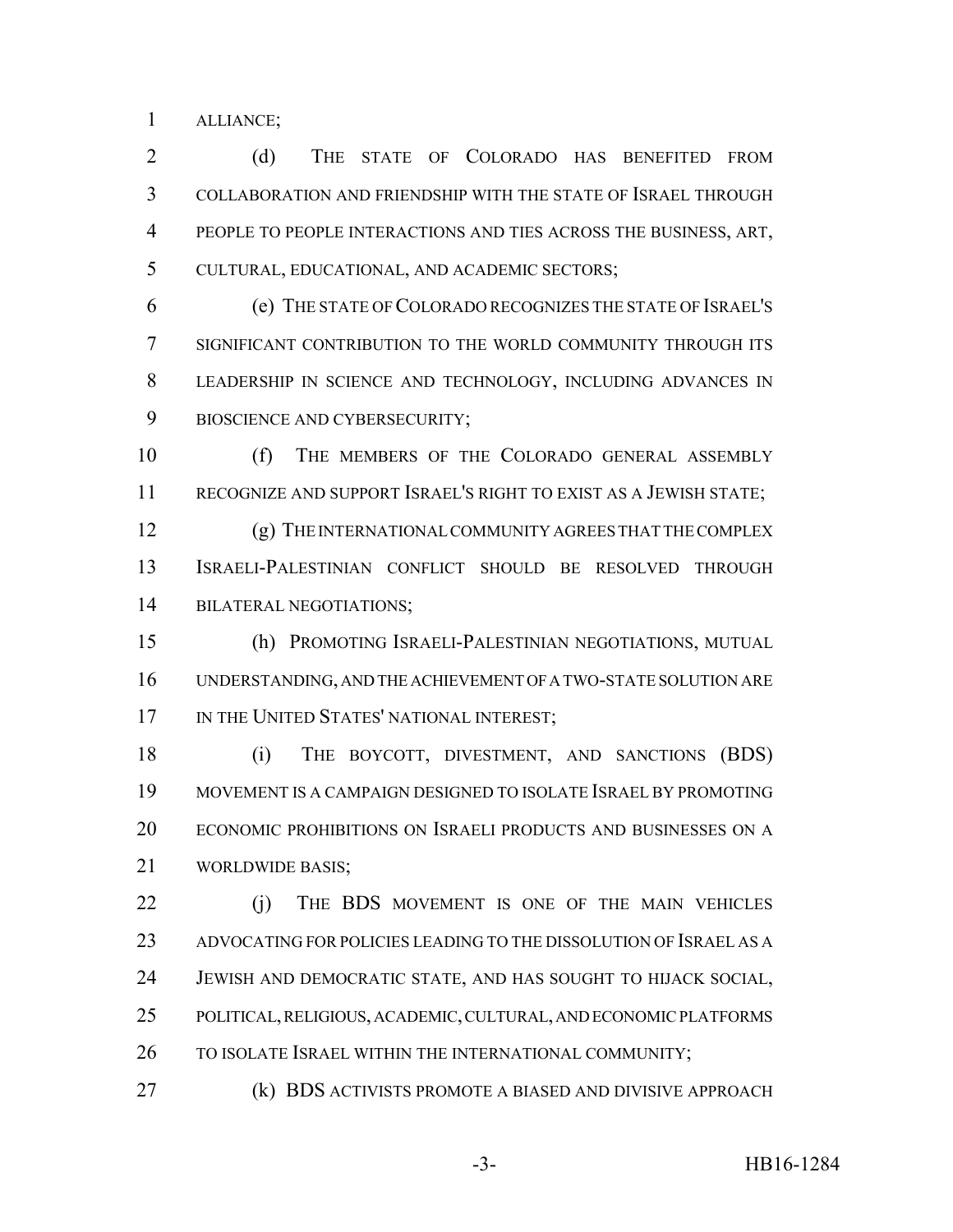ALLIANCE;

(d) THE STATE OF COLORADO HAS BENEFITED FROM COLLABORATION AND FRIENDSHIP WITH THE STATE OF ISRAEL THROUGH PEOPLE TO PEOPLE INTERACTIONS AND TIES ACROSS THE BUSINESS, ART, CULTURAL, EDUCATIONAL, AND ACADEMIC SECTORS;

(e) THE STATE OF COLORADO RECOGNIZES THE STATE OF ISRAEL'S SIGNIFICANT CONTRIBUTION TO THE WORLD COMMUNITY THROUGH ITS LEADERSHIP IN SCIENCE AND TECHNOLOGY, INCLUDING ADVANCES IN BIOSCIENCE AND CYBERSECURITY;

(f) THE MEMBERS OF THE COLORADO GENERAL ASSEMBLY RECOGNIZE AND SUPPORT ISRAEL'S RIGHT TO EXIST AS A JEWISH STATE;

(g) THE INTERNATIONAL COMMUNITY AGREES THAT THE COMPLEX ISRAELI-PALESTINIAN CONFLICT SHOULD BE RESOLVED THROUGH BILATERAL NEGOTIATIONS;

(h) PROMOTING ISRAELI-PALESTINIAN NEGOTIATIONS, MUTUAL UNDERSTANDING, AND THE ACHIEVEMENT OF A TWO-STATE SOLUTION ARE IN THE UNITED STATES' NATIONAL INTEREST;

(i) THE BOYCOTT, DIVESTMENT, AND SANCTIONS (BDS) MOVEMENT IS A CAMPAIGN DESIGNED TO ISOLATE ISRAEL BY PROMOTING ECONOMIC PROHIBITIONS ON ISRAELI PRODUCTS AND BUSINESSES ON A WORLDWIDE BASIS;

(j) THE BDS MOVEMENT IS ONE OF THE MAIN VEHICLES ADVOCATING FOR POLICIES LEADING TO THE DISSOLUTION OF ISRAEL AS A JEWISH AND DEMOCRATIC STATE, AND HAS SOUGHT TO HIJACK SOCIAL, POLITICAL, RELIGIOUS, ACADEMIC, CULTURAL, AND ECONOMIC PLATFORMS TO ISOLATE ISRAEL WITHIN THE INTERNATIONAL COMMUNITY;

(k) BDS ACTIVISTS PROMOTE A BIASED AND DIVISIVE APPROACH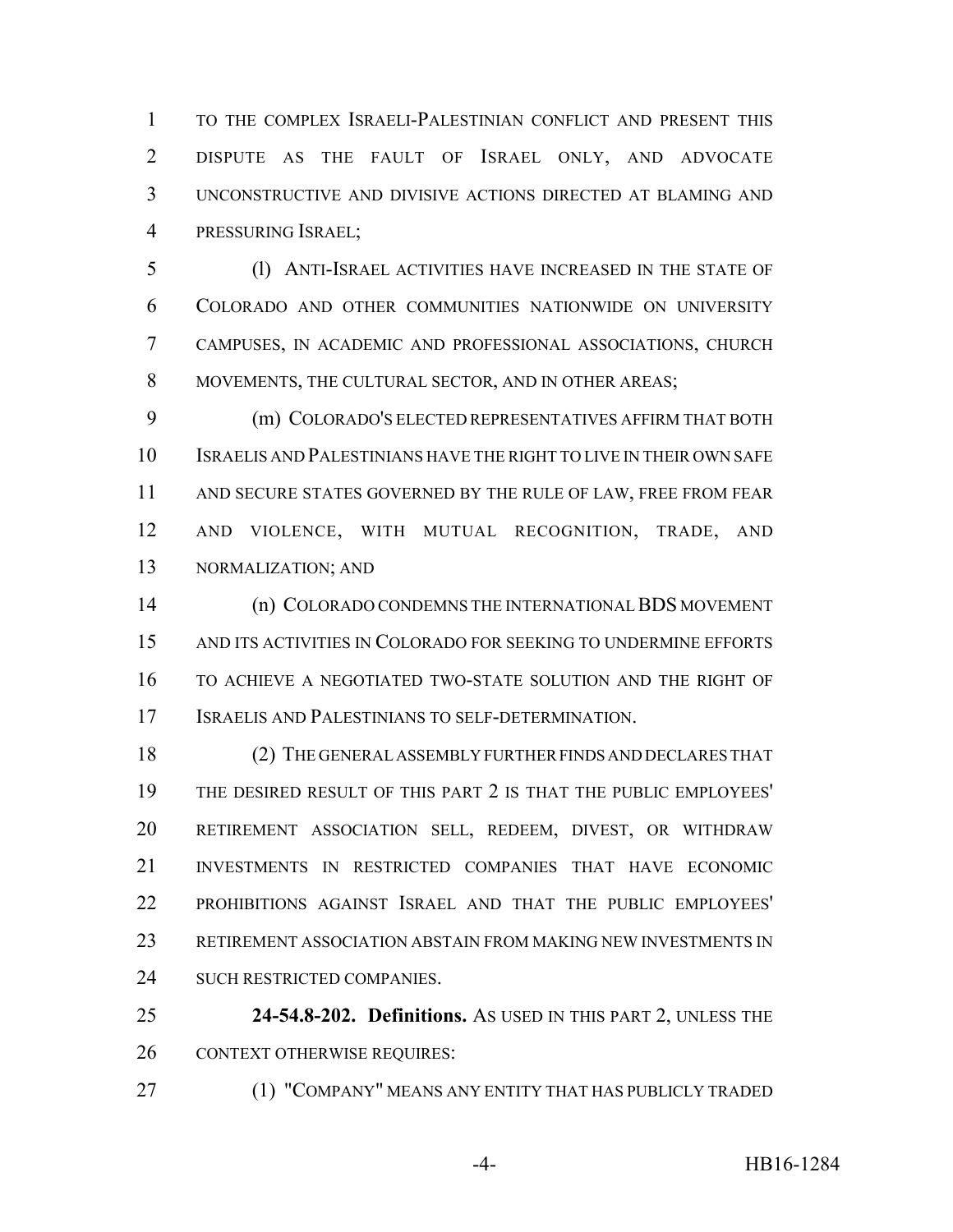TO THE COMPLEX ISRAELI-PALESTINIAN CONFLICT AND PRESENT THIS DISPUTE AS THE FAULT OF ISRAEL ONLY, AND ADVOCATE UNCONSTRUCTIVE AND DIVISIVE ACTIONS DIRECTED AT BLAMING AND PRESSURING ISRAEL;

(l) ANTI-ISRAEL ACTIVITIES HAVE INCREASED IN THE STATE OF COLORADO AND OTHER COMMUNITIES NATIONWIDE ON UNIVERSITY CAMPUSES, IN ACADEMIC AND PROFESSIONAL ASSOCIATIONS, CHURCH MOVEMENTS, THE CULTURAL SECTOR, AND IN OTHER AREAS;

(m) COLORADO'S ELECTED REPRESENTATIVES AFFIRM THAT BOTH ISRAELIS AND PALESTINIANS HAVE THE RIGHT TO LIVE IN THEIR OWN SAFE AND SECURE STATES GOVERNED BY THE RULE OF LAW, FREE FROM FEAR AND VIOLENCE, WITH MUTUAL RECOGNITION, TRADE, AND NORMALIZATION; AND

(n) COLORADO CONDEMNS THE INTERNATIONAL BDS MOVEMENT AND ITS ACTIVITIES IN COLORADO FOR SEEKING TO UNDERMINE EFFORTS TO ACHIEVE A NEGOTIATED TWO-STATE SOLUTION AND THE RIGHT OF ISRAELIS AND PALESTINIANS TO SELF-DETERMINATION.

(2) THE GENERAL ASSEMBLY FURTHER FINDS AND DECLARES THAT THE DESIRED RESULT OF THIS PART 2 IS THAT THE PUBLIC EMPLOYEES' RETIREMENT ASSOCIATION SELL, REDEEM, DIVEST, OR WITHDRAW INVESTMENTS IN RESTRICTED COMPANIES THAT HAVE ECONOMIC PROHIBITIONS AGAINST ISRAEL AND THAT THE PUBLIC EMPLOYEES' RETIREMENT ASSOCIATION ABSTAIN FROM MAKING NEW INVESTMENTS IN SUCH RESTRICTED COMPANIES.

**24-54.8-202. Definitions.** AS USED IN THIS PART 2, UNLESS THE CONTEXT OTHERWISE REQUIRES:

(1) "COMPANY" MEANS ANY ENTITY THAT HAS PUBLICLY TRADED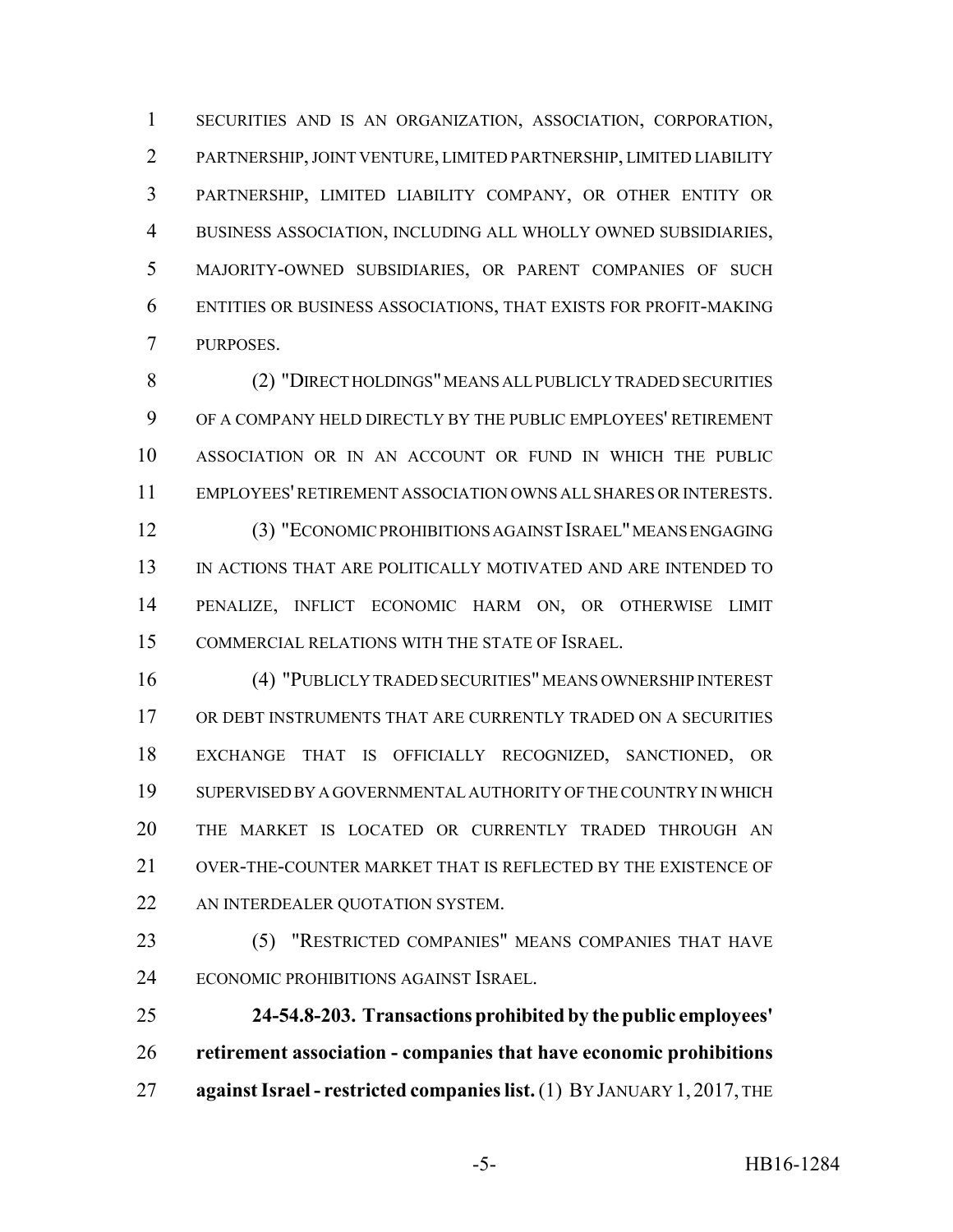SECURITIES AND IS AN ORGANIZATION, ASSOCIATION, CORPORATION, PARTNERSHIP, JOINT VENTURE, LIMITED PARTNERSHIP, LIMITED LIABILITY PARTNERSHIP, LIMITED LIABILITY COMPANY, OR OTHER ENTITY OR BUSINESS ASSOCIATION, INCLUDING ALL WHOLLY OWNED SUBSIDIARIES, MAJORITY-OWNED SUBSIDIARIES, OR PARENT COMPANIES OF SUCH ENTITIES OR BUSINESS ASSOCIATIONS, THAT EXISTS FOR PROFIT-MAKING PURPOSES.

(2) "DIRECT HOLDINGS" MEANS ALL PUBLICLY TRADED SECURITIES OF A COMPANY HELD DIRECTLY BY THE PUBLIC EMPLOYEES' RETIREMENT ASSOCIATION OR IN AN ACCOUNT OR FUND IN WHICH THE PUBLIC EMPLOYEES' RETIREMENT ASSOCIATION OWNS ALL SHARES OR INTERESTS.

(3) "ECONOMIC PROHIBITIONS AGAINST ISRAEL" MEANS ENGAGING IN ACTIONS THAT ARE POLITICALLY MOTIVATED AND ARE INTENDED TO PENALIZE, INFLICT ECONOMIC HARM ON, OR OTHERWISE LIMIT COMMERCIAL RELATIONS WITH THE STATE OF ISRAEL.

(4) "PUBLICLY TRADED SECURITIES" MEANS OWNERSHIP INTEREST OR DEBT INSTRUMENTS THAT ARE CURRENTLY TRADED ON A SECURITIES EXCHANGE THAT IS OFFICIALLY RECOGNIZED, SANCTIONED, OR SUPERVISED BY A GOVERNMENTAL AUTHORITY OF THE COUNTRY IN WHICH THE MARKET IS LOCATED OR CURRENTLY TRADED THROUGH AN OVER-THE-COUNTER MARKET THAT IS REFLECTED BY THE EXISTENCE OF AN INTERDEALER QUOTATION SYSTEM.

(5) "RESTRICTED COMPANIES" MEANS COMPANIES THAT HAVE ECONOMIC PROHIBITIONS AGAINST ISRAEL.

**24-54.8-203. Transactions prohibited by the public employees' retirement association - companies that have economic prohibitions against Israel - restricted companies list.** (1) BY JANUARY 1, 2017, THE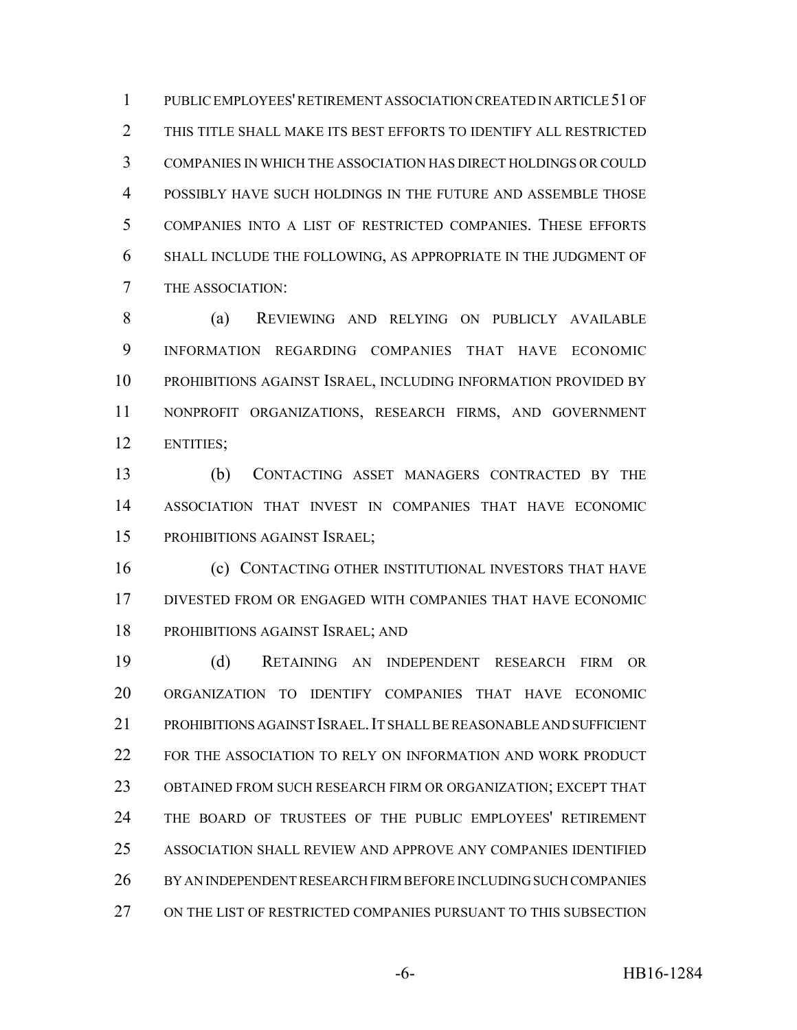PUBLIC EMPLOYEES' RETIREMENT ASSOCIATION CREATED IN ARTICLE 51 OF THIS TITLE SHALL MAKE ITS BEST EFFORTS TO IDENTIFY ALL RESTRICTED COMPANIES IN WHICH THE ASSOCIATION HAS DIRECT HOLDINGS OR COULD POSSIBLY HAVE SUCH HOLDINGS IN THE FUTURE AND ASSEMBLE THOSE COMPANIES INTO A LIST OF RESTRICTED COMPANIES. THESE EFFORTS SHALL INCLUDE THE FOLLOWING, AS APPROPRIATE IN THE JUDGMENT OF THE ASSOCIATION:

(a) REVIEWING AND RELYING ON PUBLICLY AVAILABLE INFORMATION REGARDING COMPANIES THAT HAVE ECONOMIC PROHIBITIONS AGAINST ISRAEL, INCLUDING INFORMATION PROVIDED BY NONPROFIT ORGANIZATIONS, RESEARCH FIRMS, AND GOVERNMENT ENTITIES;

(b) CONTACTING ASSET MANAGERS CONTRACTED BY THE ASSOCIATION THAT INVEST IN COMPANIES THAT HAVE ECONOMIC PROHIBITIONS AGAINST ISRAEL;

(c) CONTACTING OTHER INSTITUTIONAL INVESTORS THAT HAVE DIVESTED FROM OR ENGAGED WITH COMPANIES THAT HAVE ECONOMIC PROHIBITIONS AGAINST ISRAEL; AND

(d) RETAINING AN INDEPENDENT RESEARCH FIRM OR ORGANIZATION TO IDENTIFY COMPANIES THAT HAVE ECONOMIC PROHIBITIONS AGAINST ISRAEL. IT SHALL BE REASONABLE AND SUFFICIENT FOR THE ASSOCIATION TO RELY ON INFORMATION AND WORK PRODUCT OBTAINED FROM SUCH RESEARCH FIRM OR ORGANIZATION; EXCEPT THAT THE BOARD OF TRUSTEES OF THE PUBLIC EMPLOYEES' RETIREMENT ASSOCIATION SHALL REVIEW AND APPROVE ANY COMPANIES IDENTIFIED BY AN INDEPENDENT RESEARCH FIRM BEFORE INCLUDING SUCH COMPANIES ON THE LIST OF RESTRICTED COMPANIES PURSUANT TO THIS SUBSECTION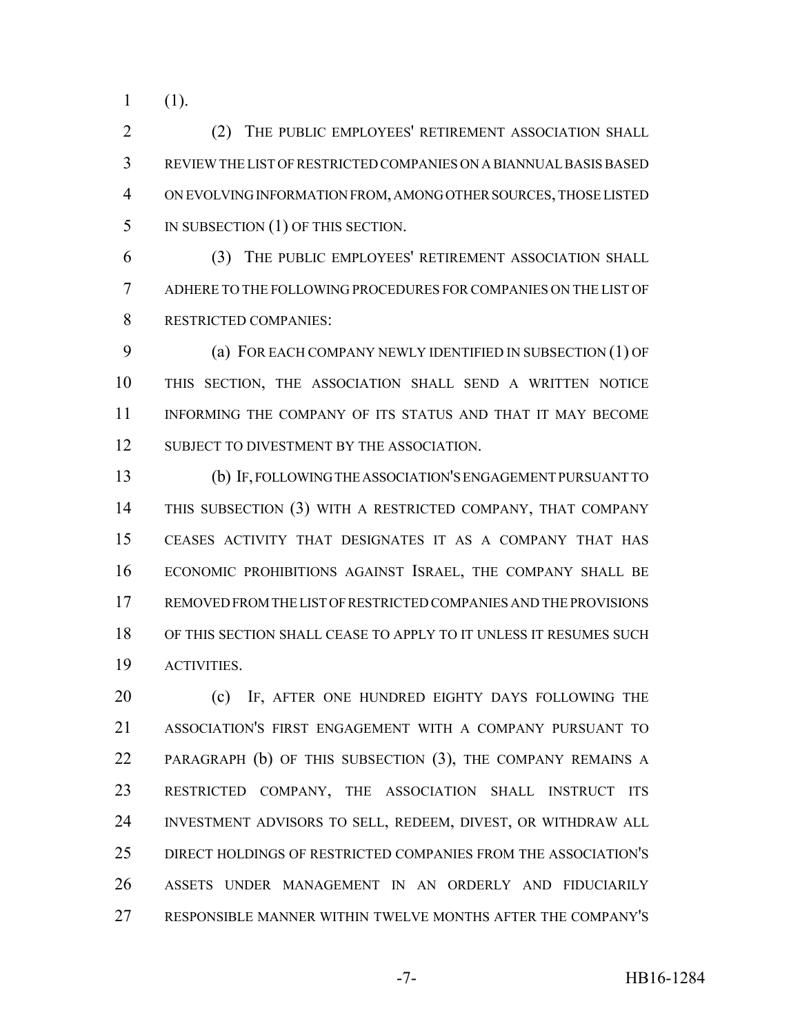(1).

(2) THE PUBLIC EMPLOYEES' RETIREMENT ASSOCIATION SHALL REVIEW THE LIST OF RESTRICTED COMPANIES ON A BIANNUAL BASIS BASED ON EVOLVING INFORMATION FROM, AMONG OTHER SOURCES, THOSE LISTED IN SUBSECTION (1) OF THIS SECTION.

(3) THE PUBLIC EMPLOYEES' RETIREMENT ASSOCIATION SHALL ADHERE TO THE FOLLOWING PROCEDURES FOR COMPANIES ON THE LIST OF RESTRICTED COMPANIES:

(a) FOR EACH COMPANY NEWLY IDENTIFIED IN SUBSECTION (1) OF THIS SECTION, THE ASSOCIATION SHALL SEND A WRITTEN NOTICE INFORMING THE COMPANY OF ITS STATUS AND THAT IT MAY BECOME SUBJECT TO DIVESTMENT BY THE ASSOCIATION.

(b) IF, FOLLOWING THE ASSOCIATION'S ENGAGEMENT PURSUANT TO THIS SUBSECTION (3) WITH A RESTRICTED COMPANY, THAT COMPANY CEASES ACTIVITY THAT DESIGNATES IT AS A COMPANY THAT HAS ECONOMIC PROHIBITIONS AGAINST ISRAEL, THE COMPANY SHALL BE REMOVED FROM THE LIST OF RESTRICTED COMPANIES AND THE PROVISIONS OF THIS SECTION SHALL CEASE TO APPLY TO IT UNLESS IT RESUMES SUCH ACTIVITIES.

(c) IF, AFTER ONE HUNDRED EIGHTY DAYS FOLLOWING THE ASSOCIATION'S FIRST ENGAGEMENT WITH A COMPANY PURSUANT TO PARAGRAPH (b) OF THIS SUBSECTION (3), THE COMPANY REMAINS A RESTRICTED COMPANY, THE ASSOCIATION SHALL INSTRUCT ITS INVESTMENT ADVISORS TO SELL, REDEEM, DIVEST, OR WITHDRAW ALL DIRECT HOLDINGS OF RESTRICTED COMPANIES FROM THE ASSOCIATION'S ASSETS UNDER MANAGEMENT IN AN ORDERLY AND FIDUCIARILY RESPONSIBLE MANNER WITHIN TWELVE MONTHS AFTER THE COMPANY'S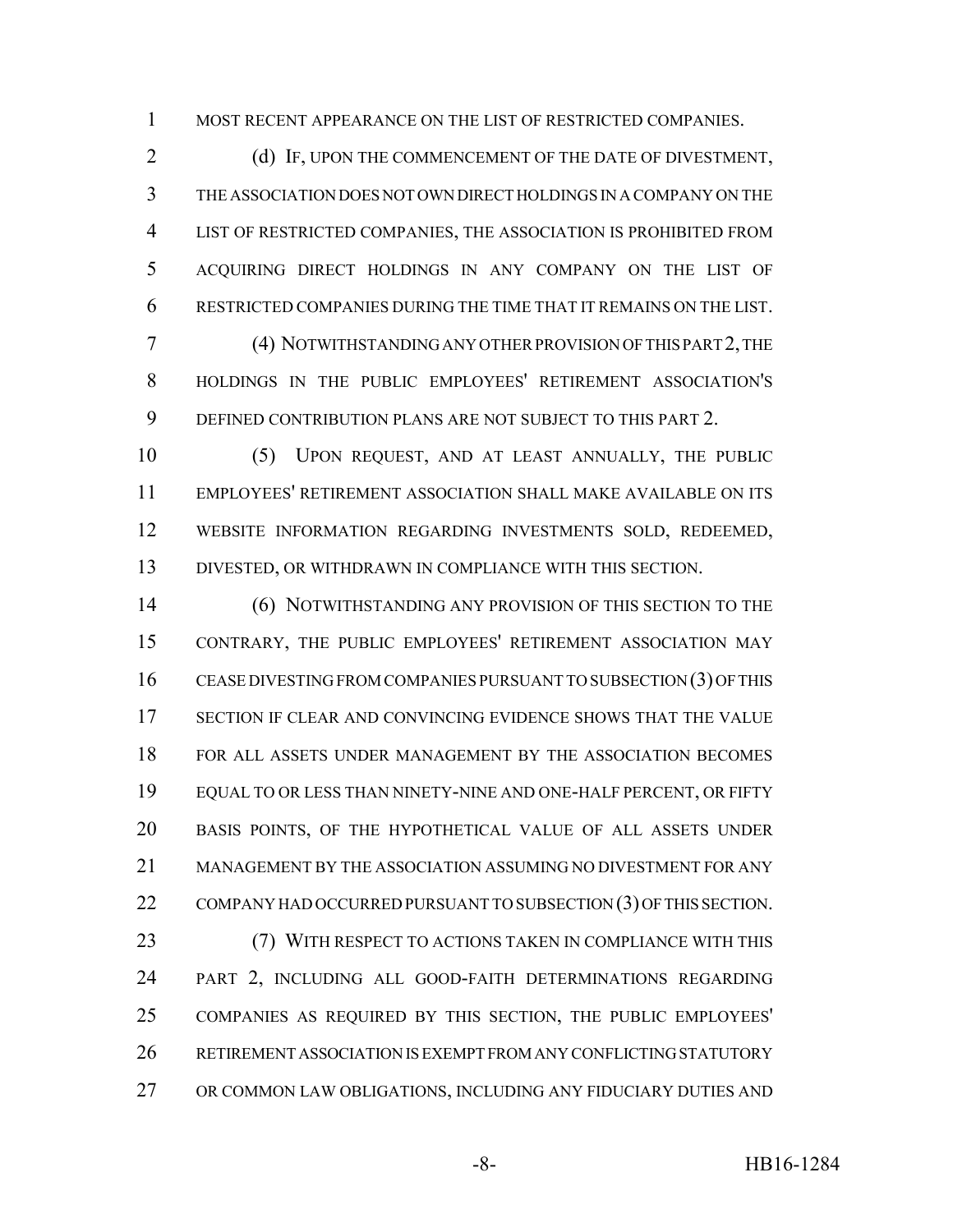MOST RECENT APPEARANCE ON THE LIST OF RESTRICTED COMPANIES.

(d) IF, UPON THE COMMENCEMENT OF THE DATE OF DIVESTMENT, THE ASSOCIATION DOES NOT OWN DIRECT HOLDINGS IN A COMPANY ON THE LIST OF RESTRICTED COMPANIES, THE ASSOCIATION IS PROHIBITED FROM ACQUIRING DIRECT HOLDINGS IN ANY COMPANY ON THE LIST OF RESTRICTED COMPANIES DURING THE TIME THAT IT REMAINS ON THE LIST.

(4) NOTWITHSTANDING ANY OTHER PROVISION OF THIS PART 2, THE HOLDINGS IN THE PUBLIC EMPLOYEES' RETIREMENT ASSOCIATION'S DEFINED CONTRIBUTION PLANS ARE NOT SUBJECT TO THIS PART 2.

(5) UPON REQUEST, AND AT LEAST ANNUALLY, THE PUBLIC EMPLOYEES' RETIREMENT ASSOCIATION SHALL MAKE AVAILABLE ON ITS WEBSITE INFORMATION REGARDING INVESTMENTS SOLD, REDEEMED, DIVESTED, OR WITHDRAWN IN COMPLIANCE WITH THIS SECTION.

(6) NOTWITHSTANDING ANY PROVISION OF THIS SECTION TO THE CONTRARY, THE PUBLIC EMPLOYEES' RETIREMENT ASSOCIATION MAY CEASE DIVESTING FROM COMPANIES PURSUANT TO SUBSECTION (3) OF THIS SECTION IF CLEAR AND CONVINCING EVIDENCE SHOWS THAT THE VALUE FOR ALL ASSETS UNDER MANAGEMENT BY THE ASSOCIATION BECOMES EQUAL TO OR LESS THAN NINETY-NINE AND ONE-HALF PERCENT, OR FIFTY BASIS POINTS, OF THE HYPOTHETICAL VALUE OF ALL ASSETS UNDER MANAGEMENT BY THE ASSOCIATION ASSUMING NO DIVESTMENT FOR ANY COMPANY HAD OCCURRED PURSUANT TO SUBSECTION (3) OF THIS SECTION.

(7) WITH RESPECT TO ACTIONS TAKEN IN COMPLIANCE WITH THIS PART 2, INCLUDING ALL GOOD-FAITH DETERMINATIONS REGARDING COMPANIES AS REQUIRED BY THIS SECTION, THE PUBLIC EMPLOYEES' RETIREMENT ASSOCIATION IS EXEMPT FROM ANY CONFLICTING STATUTORY OR COMMON LAW OBLIGATIONS, INCLUDING ANY FIDUCIARY DUTIES AND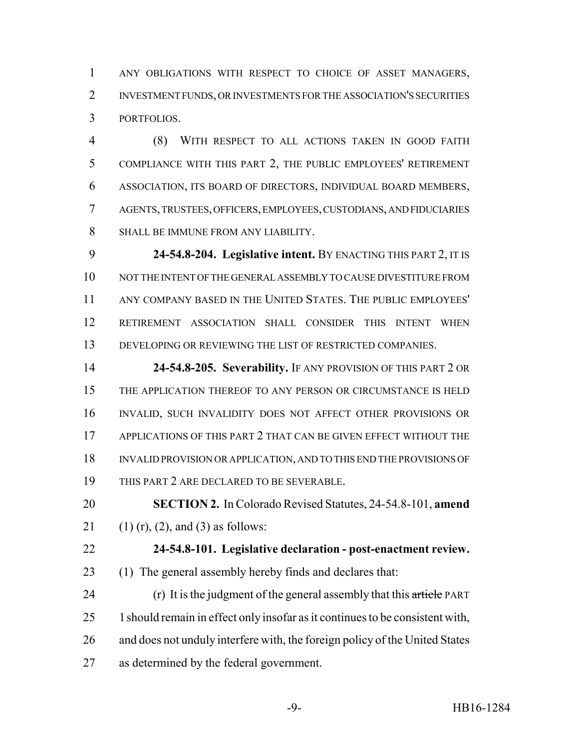ANY OBLIGATIONS WITH RESPECT TO CHOICE OF ASSET MANAGERS, INVESTMENT FUNDS, OR INVESTMENTS FOR THE ASSOCIATION'S SECURITIES PORTFOLIOS.

(8) WITH RESPECT TO ALL ACTIONS TAKEN IN GOOD FAITH COMPLIANCE WITH THIS PART 2, THE PUBLIC EMPLOYEES' RETIREMENT ASSOCIATION, ITS BOARD OF DIRECTORS, INDIVIDUAL BOARD MEMBERS, AGENTS, TRUSTEES, OFFICERS, EMPLOYEES, CUSTODIANS, AND FIDUCIARIES SHALL BE IMMUNE FROM ANY LIABILITY.

**24-54.8-204. Legislative intent.** BY ENACTING THIS PART 2, IT IS NOT THE INTENT OF THE GENERAL ASSEMBLY TO CAUSE DIVESTITURE FROM ANY COMPANY BASED IN THE UNITED STATES. THE PUBLIC EMPLOYEES' RETIREMENT ASSOCIATION SHALL CONSIDER THIS INTENT WHEN DEVELOPING OR REVIEWING THE LIST OF RESTRICTED COMPANIES.

**24-54.8-205. Severability.** IF ANY PROVISION OF THIS PART 2 OR THE APPLICATION THEREOF TO ANY PERSON OR CIRCUMSTANCE IS HELD INVALID, SUCH INVALIDITY DOES NOT AFFECT OTHER PROVISIONS OR APPLICATIONS OF THIS PART 2 THAT CAN BE GIVEN EFFECT WITHOUT THE INVALID PROVISION OR APPLICATION, AND TO THIS END THE PROVISIONS OF THIS PART 2 ARE DECLARED TO BE SEVERABLE.

**SECTION 2.** In Colorado Revised Statutes, 24-54.8-101, **amend** (1) (r), (2), and (3) as follows:

**24-54.8-101. Legislative declaration - post-enactment review.** (1) The general assembly hereby finds and declares that:

(r) It is the judgment of the general assembly that this ~~article~~ PART 1 should remain in effect only insofar as it continues to be consistent with, and does not unduly interfere with, the foreign policy of the United States as determined by the federal government.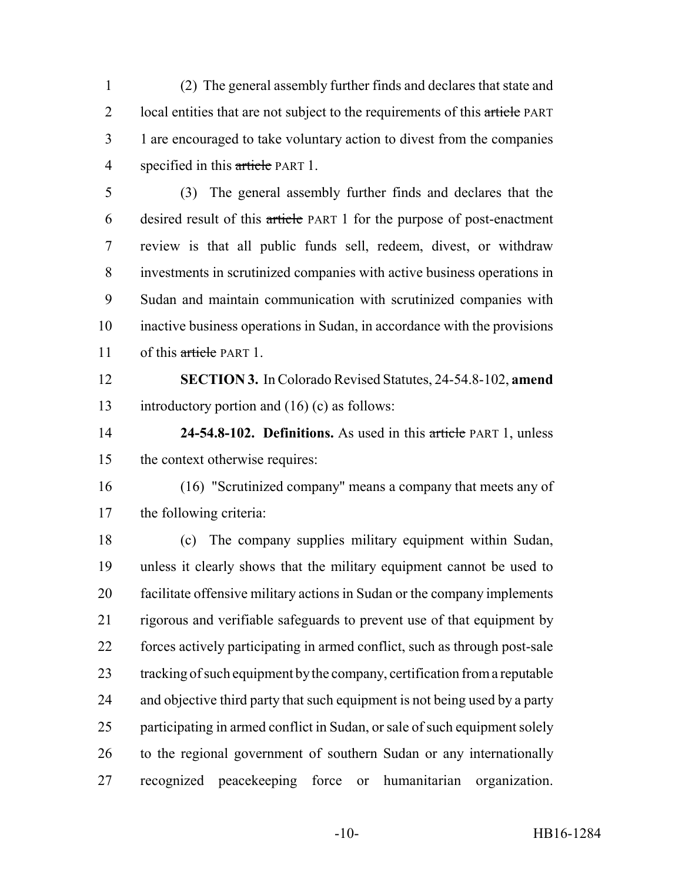(2) The general assembly further finds and declares that state and local entities that are not subject to the requirements of this ~~article~~ PART 1 are encouraged to take voluntary action to divest from the companies specified in this ~~article~~ PART 1.

(3) The general assembly further finds and declares that the desired result of this ~~article~~ PART 1 for the purpose of post-enactment review is that all public funds sell, redeem, divest, or withdraw investments in scrutinized companies with active business operations in Sudan and maintain communication with scrutinized companies with inactive business operations in Sudan, in accordance with the provisions of this ~~article~~ PART 1.

**SECTION 3.** In Colorado Revised Statutes, 24-54.8-102, **amend** introductory portion and (16) (c) as follows:

**24-54.8-102. Definitions.** As used in this ~~article~~ PART 1, unless the context otherwise requires:

(16) "Scrutinized company" means a company that meets any of the following criteria:

(c) The company supplies military equipment within Sudan, unless it clearly shows that the military equipment cannot be used to facilitate offensive military actions in Sudan or the company implements rigorous and verifiable safeguards to prevent use of that equipment by forces actively participating in armed conflict, such as through post-sale tracking of such equipment by the company, certification from a reputable and objective third party that such equipment is not being used by a party participating in armed conflict in Sudan, or sale of such equipment solely to the regional government of southern Sudan or any internationally recognized peacekeeping force or humanitarian organization.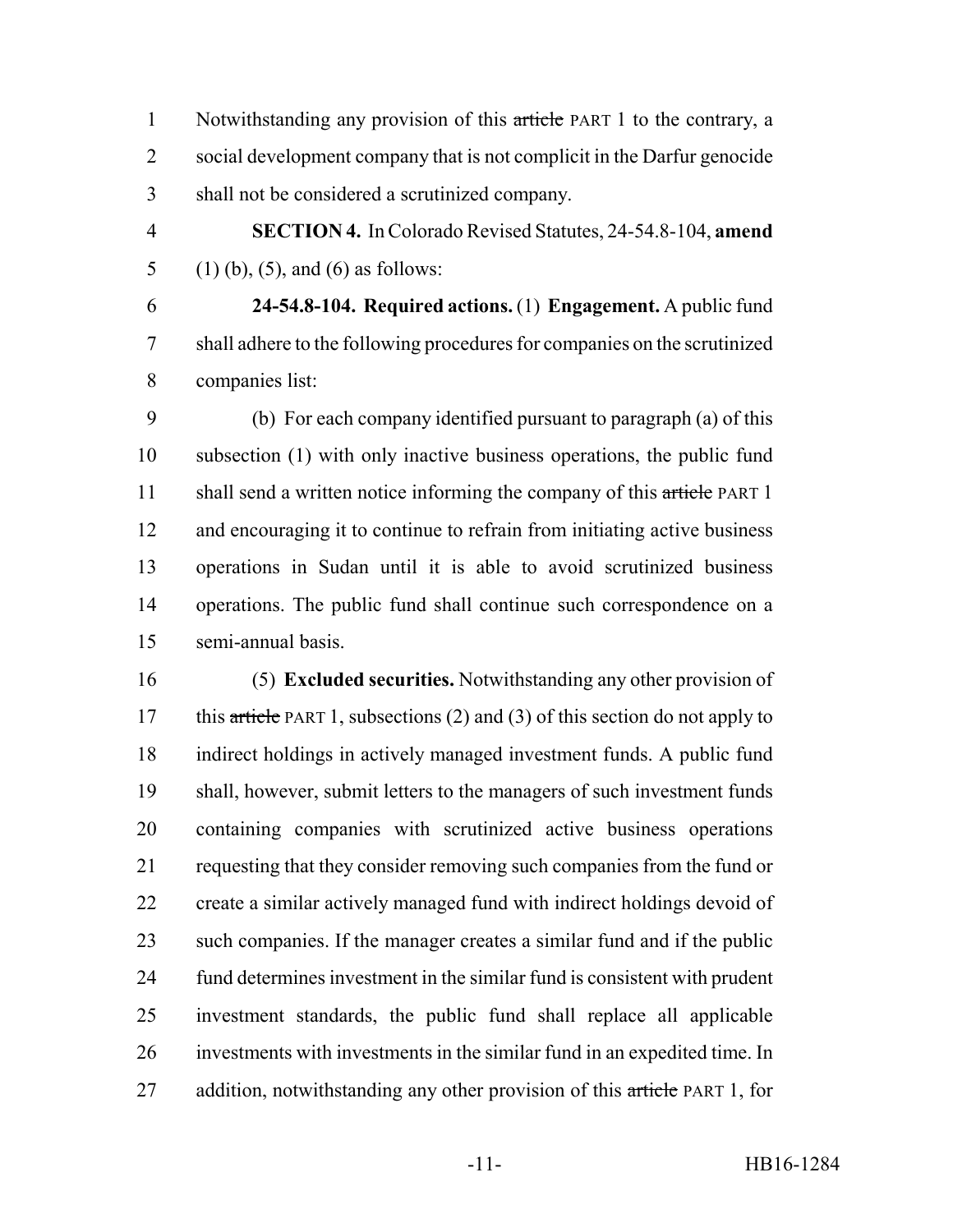Notwithstanding any provision of this ~~article~~ PART 1 to the contrary, a social development company that is not complicit in the Darfur genocide shall not be considered a scrutinized company.

**SECTION 4.** In Colorado Revised Statutes, 24-54.8-104, **amend** (1) (b), (5), and (6) as follows:

**24-54.8-104. Required actions.** (1) **Engagement.** A public fund shall adhere to the following procedures for companies on the scrutinized companies list:

(b) For each company identified pursuant to paragraph (a) of this subsection (1) with only inactive business operations, the public fund shall send a written notice informing the company of this ~~article~~ PART 1 and encouraging it to continue to refrain from initiating active business operations in Sudan until it is able to avoid scrutinized business operations. The public fund shall continue such correspondence on a semi-annual basis.

(5) **Excluded securities.** Notwithstanding any other provision of this ~~article~~ PART 1, subsections (2) and (3) of this section do not apply to indirect holdings in actively managed investment funds. A public fund shall, however, submit letters to the managers of such investment funds containing companies with scrutinized active business operations requesting that they consider removing such companies from the fund or create a similar actively managed fund with indirect holdings devoid of such companies. If the manager creates a similar fund and if the public fund determines investment in the similar fund is consistent with prudent investment standards, the public fund shall replace all applicable investments with investments in the similar fund in an expedited time. In addition, notwithstanding any other provision of this ~~article~~ PART 1, for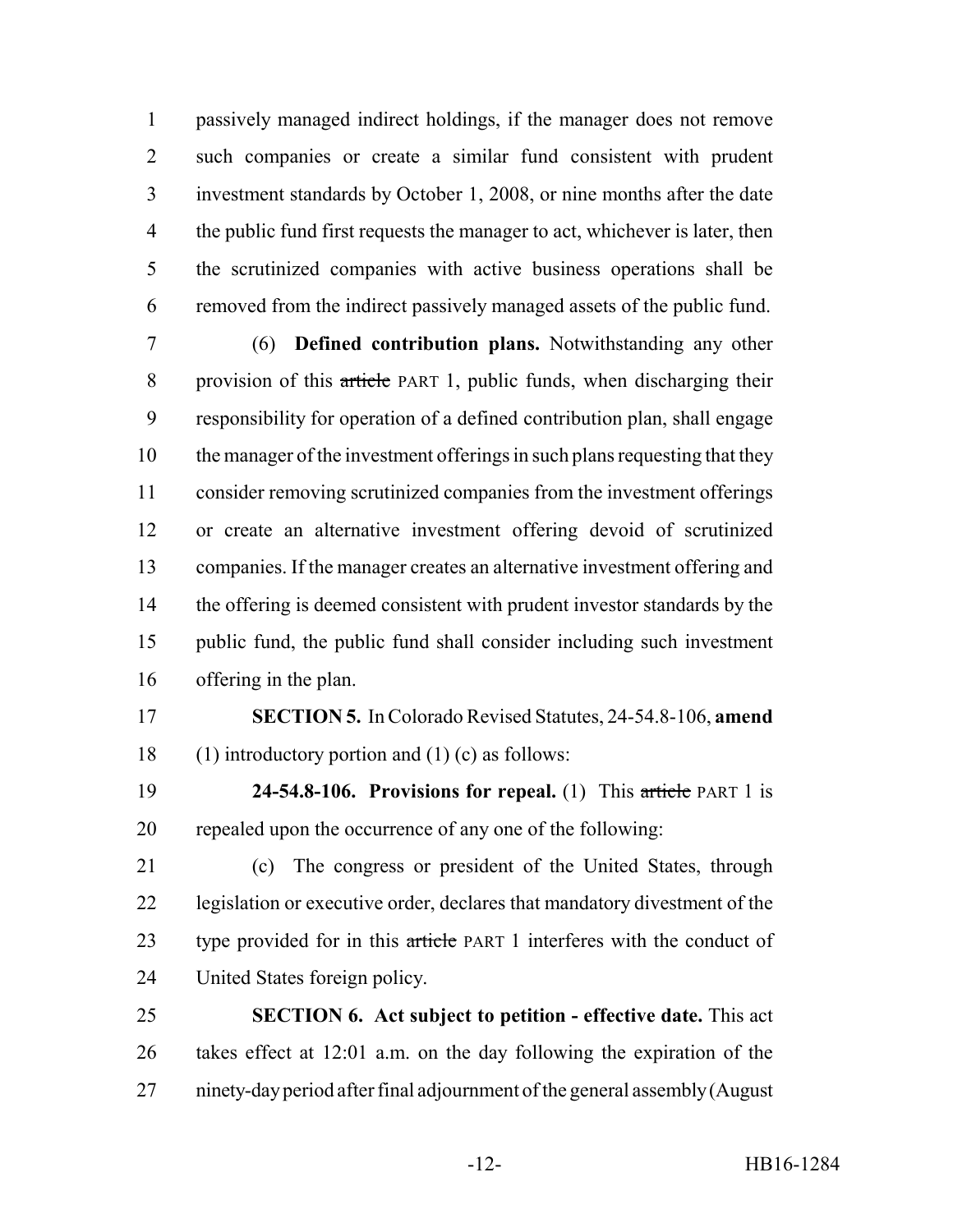passively managed indirect holdings, if the manager does not remove such companies or create a similar fund consistent with prudent investment standards by October 1, 2008, or nine months after the date the public fund first requests the manager to act, whichever is later, then the scrutinized companies with active business operations shall be removed from the indirect passively managed assets of the public fund.

(6) **Defined contribution plans.** Notwithstanding any other provision of this ~~article~~ PART 1, public funds, when discharging their responsibility for operation of a defined contribution plan, shall engage the manager of the investment offerings in such plans requesting that they consider removing scrutinized companies from the investment offerings or create an alternative investment offering devoid of scrutinized companies. If the manager creates an alternative investment offering and the offering is deemed consistent with prudent investor standards by the public fund, the public fund shall consider including such investment offering in the plan.

**SECTION 5.** In Colorado Revised Statutes, 24-54.8-106, **amend** (1) introductory portion and (1) (c) as follows:

**24-54.8-106. Provisions for repeal.** (1) This ~~article~~ PART 1 is repealed upon the occurrence of any one of the following:

(c) The congress or president of the United States, through legislation or executive order, declares that mandatory divestment of the type provided for in this ~~article~~ PART 1 interferes with the conduct of United States foreign policy.

**SECTION 6. Act subject to petition - effective date.** This act takes effect at 12:01 a.m. on the day following the expiration of the ninety-day period after final adjournment of the general assembly (August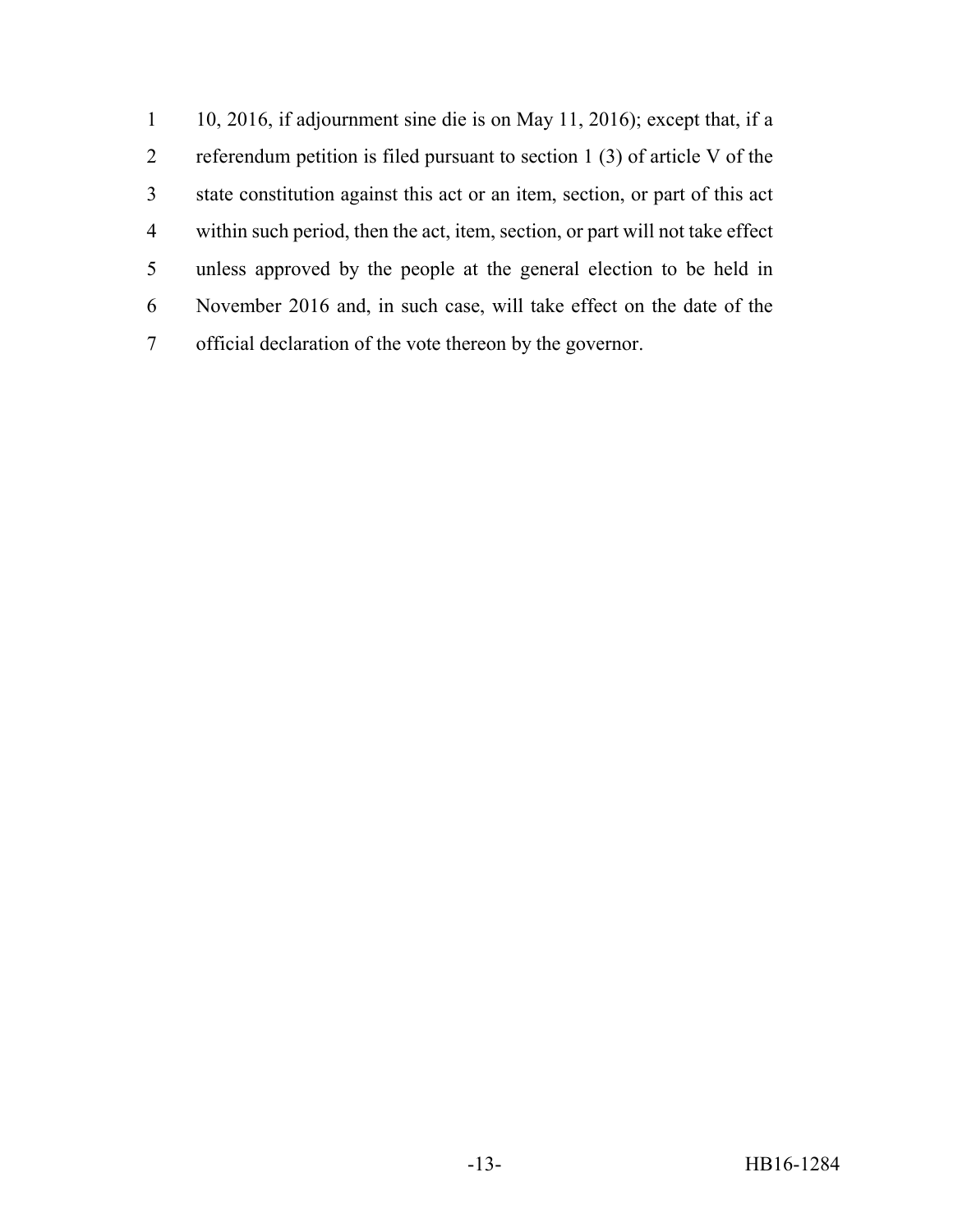10, 2016, if adjournment sine die is on May 11, 2016); except that, if a referendum petition is filed pursuant to section 1 (3) of article V of the state constitution against this act or an item, section, or part of this act within such period, then the act, item, section, or part will not take effect unless approved by the people at the general election to be held in November 2016 and, in such case, will take effect on the date of the official declaration of the vote thereon by the governor.